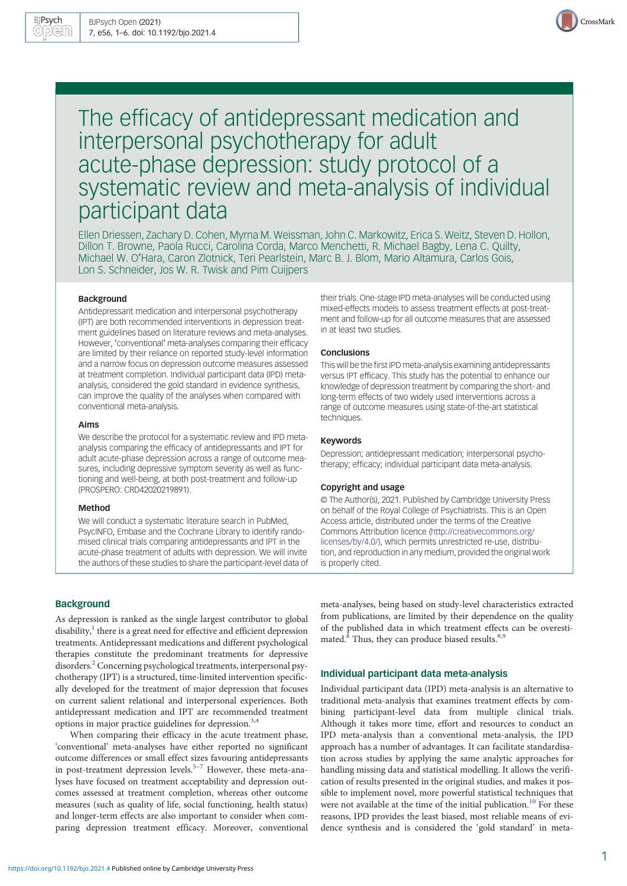# The efficacy of antidepressant medication and interpersonal psychotherapy for adult acute-phase depression: study protocol of a systematic review and meta-analysis of individual participant data

Ellen Driessen, Zachary D. Cohen, Myrna M. Weissman, John C. Markowitz, Erica S. Weitz, Steven D. Hollon, Dillon T. Browne, Paola Rucci, Carolina Corda, Marco Menchetti, R. Michael Bagby, Lena C. Quilty, Michael W. O'Hara, Caron Zlotnick, Teri Pearlstein, Marc B. J. Blom, Mario Altamura, Carlos Gois, Lon S. Schneider, Jos W. R. Twisk and Pim Cuijpers

### Background

Antidepressant medication and interpersonal psychotherapy (IPT) are both recommended interventions in depression treatment guidelines based on literature reviews and meta-analyses. However, 'conventional' meta-analyses comparing their efficacy are limited by their reliance on reported study-level information and a narrow focus on depression outcome measures assessed at treatment completion. Individual participant data (IPD) meta-analysis, considered the gold standard in evidence synthesis, can improve the quality of the analyses when compared with conventional meta-analysis.

### Aims

We describe the protocol for a systematic review and IPD meta-analysis comparing the efficacy of antidepressants and IPT for adult acute-phase depression across a range of outcome measures, including depressive symptom severity as well as functioning and well-being, at both post-treatment and follow-up (PROSPERO: CRD42020219891).

### Method

We will conduct a systematic literature search in PubMed, PsycINFO, Embase and the Cochrane Library to identify randomised clinical trials comparing antidepressants and IPT in the acute-phase treatment of adults with depression. We will invite the authors of these studies to share the participant-level data of their trials. One-stage IPD meta-analyses will be conducted using mixed-effects models to assess treatment effects at post-treatment and follow-up for all outcome measures that are assessed in at least two studies.

### Conclusions

This will be the first IPD meta-analysis examining antidepressants versus IPT efficacy. This study has the potential to enhance our knowledge of depression treatment by comparing the short- and long-term effects of two widely used interventions across a range of outcome measures using state-of-the-art statistical techniques.

### Keywords

Depression; antidepressant medication; interpersonal psychotherapy; efficacy; individual participant data meta-analysis.

### Copyright and usage

© The Author(s), 2021. Published by Cambridge University Press on behalf of the Royal College of Psychiatrists. This is an Open Access article, distributed under the terms of the Creative Commons Attribution licence (http://creativecommons.org/licenses/by/4.0/), which permits unrestricted re-use, distribution, and reproduction in any medium, provided the original work is properly cited.

## Background

As depression is ranked as the single largest contributor to global disability,[1] there is a great need for effective and efficient depression treatments. Antidepressant medications and different psychological therapies constitute the predominant treatments for depressive disorders.[2] Concerning psychological treatments, interpersonal psychotherapy (IPT) is a structured, time-limited intervention specifically developed for the treatment of major depression that focuses on current salient relational and interpersonal experiences. Both antidepressant medication and IPT are recommended treatment options in major practice guidelines for depression.[3,4]

When comparing their efficacy in the acute treatment phase, 'conventional' meta-analyses have either reported no significant outcome differences or small effect sizes favouring antidepressants in post-treatment depression levels.[5–7] However, these meta-analyses have focused on treatment acceptability and depression outcomes assessed at treatment completion, whereas other outcome measures (such as quality of life, social functioning, health status) and longer-term effects are also important to consider when comparing depression treatment efficacy. Moreover, conventional meta-analyses, being based on study-level characteristics extracted from publications, are limited by their dependence on the quality of the published data in which treatment effects can be overestimated.[8] Thus, they can produce biased results.[8,9]

## Individual participant data meta-analysis

Individual participant data (IPD) meta-analysis is an alternative to traditional meta-analysis that examines treatment effects by combining participant-level data from multiple clinical trials. Although it takes more time, effort and resources to conduct an IPD meta-analysis than a conventional meta-analysis, the IPD approach has a number of advantages. It can facilitate standardisation across studies by applying the same analytic approaches for handling missing data and statistical modelling. It allows the verification of results presented in the original studies, and makes it possible to implement novel, more powerful statistical techniques that were not available at the time of the initial publication.[10] For these reasons, IPD provides the least biased, most reliable means of evidence synthesis and is considered the 'gold standard' in meta-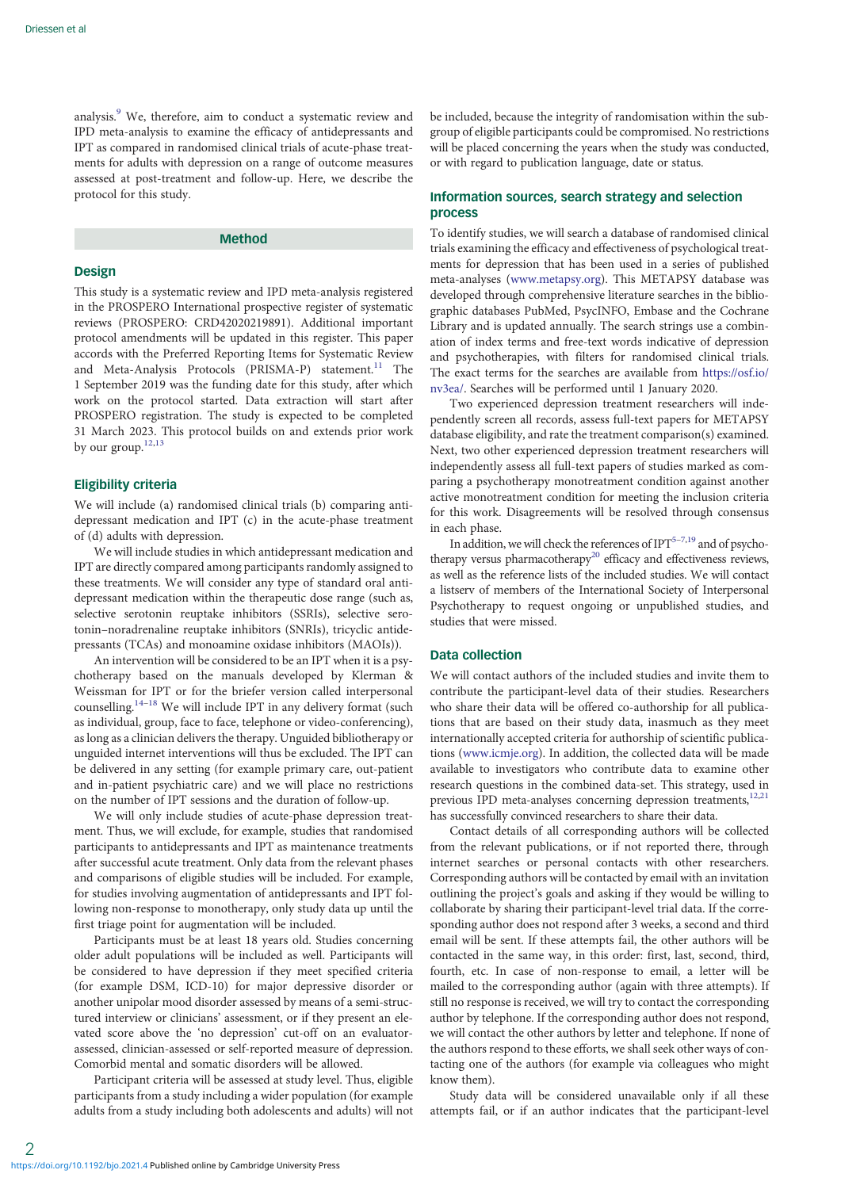analysis.[9] We, therefore, aim to conduct a systematic review and IPD meta-analysis to examine the efficacy of antidepressants and IPT as compared in randomised clinical trials of acute-phase treatments for adults with depression on a range of outcome measures assessed at post-treatment and follow-up. Here, we describe the protocol for this study.

## Method

### Design

This study is a systematic review and IPD meta-analysis registered in the PROSPERO International prospective register of systematic reviews (PROSPERO: CRD42020219891). Additional important protocol amendments will be updated in this register. This paper accords with the Preferred Reporting Items for Systematic Review and Meta-Analysis Protocols (PRISMA-P) statement.[11] The 1 September 2019 was the funding date for this study, after which work on the protocol started. Data extraction will start after PROSPERO registration. The study is expected to be completed 31 March 2023. This protocol builds on and extends prior work by our group.[12,13]

### Eligibility criteria

We will include (a) randomised clinical trials (b) comparing antidepressant medication and IPT (c) in the acute-phase treatment of (d) adults with depression.

We will include studies in which antidepressant medication and IPT are directly compared among participants randomly assigned to these treatments. We will consider any type of standard oral antidepressant medication within the therapeutic dose range (such as, selective serotonin reuptake inhibitors (SSRIs), selective serotonin–noradrenaline reuptake inhibitors (SNRIs), tricyclic antidepressants (TCAs) and monoamine oxidase inhibitors (MAOIs)).

An intervention will be considered to be an IPT when it is a psychotherapy based on the manuals developed by Klerman & Weissman for IPT or for the briefer version called interpersonal counselling.[14–18] We will include IPT in any delivery format (such as individual, group, face to face, telephone or video-conferencing), as long as a clinician delivers the therapy. Unguided bibliotherapy or unguided internet interventions will thus be excluded. The IPT can be delivered in any setting (for example primary care, out-patient and in-patient psychiatric care) and we will place no restrictions on the number of IPT sessions and the duration of follow-up.

We will only include studies of acute-phase depression treatment. Thus, we will exclude, for example, studies that randomised participants to antidepressants and IPT as maintenance treatments after successful acute treatment. Only data from the relevant phases and comparisons of eligible studies will be included. For example, for studies involving augmentation of antidepressants and IPT following non-response to monotherapy, only study data up until the first triage point for augmentation will be included.

Participants must be at least 18 years old. Studies concerning older adult populations will be included as well. Participants will be considered to have depression if they meet specified criteria (for example DSM, ICD-10) for major depressive disorder or another unipolar mood disorder assessed by means of a semi-structured interview or clinicians' assessment, or if they present an elevated score above the 'no depression' cut-off on an evaluator-assessed, clinician-assessed or self-reported measure of depression. Comorbid mental and somatic disorders will be allowed.

Participant criteria will be assessed at study level. Thus, eligible participants from a study including a wider population (for example adults from a study including both adolescents and adults) will not be included, because the integrity of randomisation within the subgroup of eligible participants could be compromised. No restrictions will be placed concerning the years when the study was conducted, or with regard to publication language, date or status.

### Information sources, search strategy and selection process

To identify studies, we will search a database of randomised clinical trials examining the efficacy and effectiveness of psychological treatments for depression that has been used in a series of published meta-analyses (www.metapsy.org). This METAPSY database was developed through comprehensive literature searches in the bibliographic databases PubMed, PsycINFO, Embase and the Cochrane Library and is updated annually. The search strings use a combination of index terms and free-text words indicative of depression and psychotherapies, with filters for randomised clinical trials. The exact terms for the searches are available from https://osf.io/nv3ea/. Searches will be performed until 1 January 2020.

Two experienced depression treatment researchers will independently screen all records, assess full-text papers for METAPSY database eligibility, and rate the treatment comparison(s) examined. Next, two other experienced depression treatment researchers will independently assess all full-text papers of studies marked as comparing a psychotherapy monotreatment condition against another active monotreatment condition for meeting the inclusion criteria for this work. Disagreements will be resolved through consensus in each phase.

In addition, we will check the references of IPT[5–7,19] and of psychotherapy versus pharmacotherapy[20] efficacy and effectiveness reviews, as well as the reference lists of the included studies. We will contact a listserv of members of the International Society of Interpersonal Psychotherapy to request ongoing or unpublished studies, and studies that were missed.

### Data collection

We will contact authors of the included studies and invite them to contribute the participant-level data of their studies. Researchers who share their data will be offered co-authorship for all publications that are based on their study data, inasmuch as they meet internationally accepted criteria for authorship of scientific publications (www.icmje.org). In addition, the collected data will be made available to investigators who contribute data to examine other research questions in the combined data-set. This strategy, used in previous IPD meta-analyses concerning depression treatments,[12,21] has successfully convinced researchers to share their data.

Contact details of all corresponding authors will be collected from the relevant publications, or if not reported there, through internet searches or personal contacts with other researchers. Corresponding authors will be contacted by email with an invitation outlining the project's goals and asking if they would be willing to collaborate by sharing their participant-level trial data. If the corresponding author does not respond after 3 weeks, a second and third email will be sent. If these attempts fail, the other authors will be contacted in the same way, in this order: first, last, second, third, fourth, etc. In case of non-response to email, a letter will be mailed to the corresponding author (again with three attempts). If still no response is received, we will try to contact the corresponding author by telephone. If the corresponding author does not respond, we will contact the other authors by letter and telephone. If none of the authors respond to these efforts, we shall seek other ways of contacting one of the authors (for example via colleagues who might know them).

Study data will be considered unavailable only if all these attempts fail, or if an author indicates that the participant-level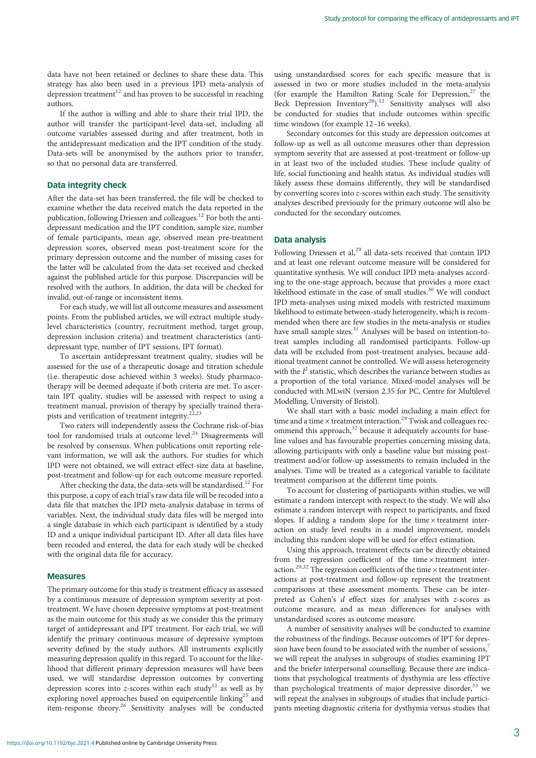data have not been retained or declines to share these data. This strategy has also been used in a previous IPD meta-analysis of depression treatment[12] and has proven to be successful in reaching authors.

If the author is willing and able to share their trial IPD, the author will transfer the participant-level data-set, including all outcome variables assessed during and after treatment, both in the antidepressant medication and the IPT condition of the study. Data-sets will be anonymised by the authors prior to transfer, so that no personal data are transferred.

## Data integrity check

After the data-set has been transferred, the file will be checked to examine whether the data received match the data reported in the publication, following Driessen and colleagues.[12] For both the antidepressant medication and the IPT condition, sample size, number of female participants, mean age, observed mean pre-treatment depression scores, observed mean post-treatment score for the primary depression outcome and the number of missing cases for the latter will be calculated from the data-set received and checked against the published article for this purpose. Discrepancies will be resolved with the authors. In addition, the data will be checked for invalid, out-of-range or inconsistent items.

For each study, we will list all outcome measures and assessment points. From the published articles, we will extract multiple study-level characteristics (country, recruitment method, target group, depression inclusion criteria) and treatment characteristics (antidepressant type, number of IPT sessions, IPT format).

To ascertain antidepressant treatment quality, studies will be assessed for the use of a therapeutic dosage and titration schedule (i.e. therapeutic dose achieved within 3 weeks). Study pharmacotherapy will be deemed adequate if both criteria are met. To ascertain IPT quality, studies will be assessed with respect to using a treatment manual, provision of therapy by specially trained therapists and verification of treatment integrity.[22,23]

Two raters will independently assess the Cochrane risk-of-bias tool for randomised trials at outcome level.[24] Disagreements will be resolved by consensus. When publications omit reporting relevant information, we will ask the authors. For studies for which IPD were not obtained, we will extract effect-size data at baseline, post-treatment and follow-up for each outcome measure reported.

After checking the data, the data-sets will be standardised.[12] For this purpose, a copy of each trial's raw data file will be recoded into a data file that matches the IPD meta-analysis database in terms of variables. Next, the individual study data files will be merged into a single database in which each participant is identified by a study ID and a unique individual participant ID. After all data files have been recoded and entered, the data for each study will be checked with the original data file for accuracy.

## Measures

The primary outcome for this study is treatment efficacy as assessed by a continuous measure of depression symptom severity at post-treatment. We have chosen depressive symptoms at post-treatment as the main outcome for this study as we consider this the primary target of antidepressant and IPT treatment. For each trial, we will identify the primary continuous measure of depressive symptom severity defined by the study authors. All instruments explicitly measuring depression qualify in this regard. To account for the likelihood that different primary depression measures will have been used, we will standardise depression outcomes by converting depression scores into *z*-scores within each study[12] as well as by exploring novel approaches based on equipercentile linking[25] and item-response theory.[26] Sensitivity analyses will be conducted using unstandardised scores for each specific measure that is assessed in two or more studies included in the meta-analysis (for example the Hamilton Rating Scale for Depression,[27] the Beck Depression Inventory[28]).[12] Sensitivity analyses will also be conducted for studies that include outcomes within specific time windows (for example 12–16 weeks).

Secondary outcomes for this study are depression outcomes at follow-up as well as all outcome measures other than depression symptom severity that are assessed at post-treatment or follow-up in at least two of the included studies. These include quality of life, social functioning and health status. As individual studies will likely assess these domains differently, they will be standardised by converting scores into *z*-scores within each study. The sensitivity analyses described previously for the primary outcome will also be conducted for the secondary outcomes.

## Data analysis

Following Driessen et al,[29] all data-sets received that contain IPD and at least one relevant outcome measure will be considered for quantitative synthesis. We will conduct IPD meta-analyses according to the one-stage approach, because that provides a more exact likelihood estimate in the case of small studies.[30] We will conduct IPD meta-analyses using mixed models with restricted maximum likelihood to estimate between-study heterogeneity, which is recommended when there are few studies in the meta-analysis or studies have small sample sizes.[31] Analyses will be based on intention-to-treat samples including all randomised participants. Follow-up data will be excluded from post-treatment analyses, because additional treatment cannot be controlled. We will assess heterogeneity with the $I^2$ statistic, which describes the variance between studies as a proportion of the total variance. Mixed-model analyses will be conducted with MLwiN (version 2.35 for PC, Centre for Multilevel Modelling, University of Bristol).

We shall start with a basic model including a main effect for time and a time × treatment interaction.[29] Twisk and colleagues recommend this approach,[32] because it adequately accounts for baseline values and has favourable properties concerning missing data, allowing participants with only a baseline value but missing post-treatment and/or follow-up assessments to remain included in the analyses. Time will be treated as a categorical variable to facilitate treatment comparison at the different time points.

To account for clustering of participants within studies, we will estimate a random intercept with respect to the study. We will also estimate a random intercept with respect to participants, and fixed slopes. If adding a random slope for the time × treatment interaction on study level results in a model improvement, models including this random slope will be used for effect estimation.

Using this approach, treatment effects can be directly obtained from the regression coefficient of the time × treatment interaction.[29,32] The regression coefficients of the time × treatment interactions at post-treatment and follow-up represent the treatment comparisons at these assessment moments. These can be interpreted as Cohen's *d* effect sizes for analyses with *z*-scores as outcome measure, and as mean differences for analyses with unstandardised scores as outcome measure.

A number of sensitivity analyses will be conducted to examine the robustness of the findings. Because outcomes of IPT for depression have been found to be associated with the number of sessions,[7] we will repeat the analyses in subgroups of studies examining IPT and the briefer interpersonal counselling. Because there are indications that psychological treatments of dysthymia are less effective than psychological treatments of major depressive disorder,[33] we will repeat the analyses in subgroups of studies that include participants meeting diagnostic criteria for dysthymia versus studies that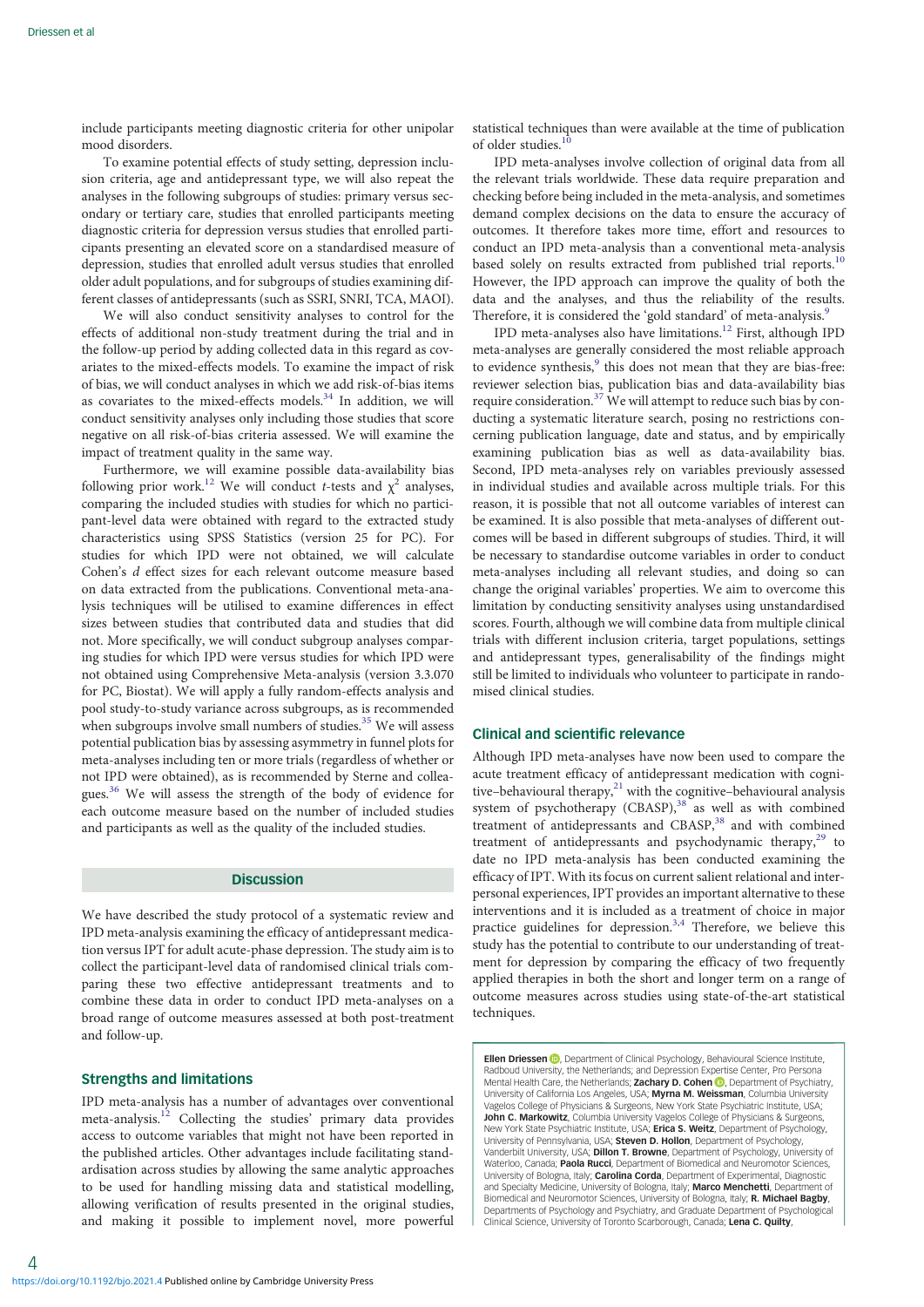include participants meeting diagnostic criteria for other unipolar mood disorders.

To examine potential effects of study setting, depression inclusion criteria, age and antidepressant type, we will also repeat the analyses in the following subgroups of studies: primary versus secondary or tertiary care, studies that enrolled participants meeting diagnostic criteria for depression versus studies that enrolled participants presenting an elevated score on a standardised measure of depression, studies that enrolled adult versus studies that enrolled older adult populations, and for subgroups of studies examining different classes of antidepressants (such as SSRI, SNRI, TCA, MAOI).

We will also conduct sensitivity analyses to control for the effects of additional non-study treatment during the trial and in the follow-up period by adding collected data in this regard as covariates to the mixed-effects models. To examine the impact of risk of bias, we will conduct analyses in which we add risk-of-bias items as covariates to the mixed-effects models.[34] In addition, we will conduct sensitivity analyses only including those studies that score negative on all risk-of-bias criteria assessed. We will examine the impact of treatment quality in the same way.

Furthermore, we will examine possible data-availability bias following prior work.[12] We will conduct *t*-tests and $\chi^2$ analyses, comparing the included studies with studies for which no participant-level data were obtained with regard to the extracted study characteristics using SPSS Statistics (version 25 for PC). For studies for which IPD were not obtained, we will calculate Cohen's *d* effect sizes for each relevant outcome measure based on data extracted from the publications. Conventional meta-analysis techniques will be utilised to examine differences in effect sizes between studies that contributed data and studies that did not. More specifically, we will conduct subgroup analyses comparing studies for which IPD were versus studies for which IPD were not obtained using Comprehensive Meta-analysis (version 3.3.070 for PC, Biostat). We will apply a fully random-effects analysis and pool study-to-study variance across subgroups, as is recommended when subgroups involve small numbers of studies.[35] We will assess potential publication bias by assessing asymmetry in funnel plots for meta-analyses including ten or more trials (regardless of whether or not IPD were obtained), as is recommended by Sterne and colleagues.[36] We will assess the strength of the body of evidence for each outcome measure based on the number of included studies and participants as well as the quality of the included studies.

## Discussion

We have described the study protocol of a systematic review and IPD meta-analysis examining the efficacy of antidepressant medication versus IPT for adult acute-phase depression. The study aim is to collect the participant-level data of randomised clinical trials comparing these two effective antidepressant treatments and to combine these data in order to conduct IPD meta-analyses on a broad range of outcome measures assessed at both post-treatment and follow-up.

### Strengths and limitations

IPD meta-analysis has a number of advantages over conventional meta-analysis.[12] Collecting the studies' primary data provides access to outcome variables that might not have been reported in the published articles. Other advantages include facilitating standardisation across studies by allowing the same analytic approaches to be used for handling missing data and statistical modelling, allowing verification of results presented in the original studies, and making it possible to implement novel, more powerful statistical techniques than were available at the time of publication of older studies.[10]

IPD meta-analyses involve collection of original data from all the relevant trials worldwide. These data require preparation and checking before being included in the meta-analysis, and sometimes demand complex decisions on the data to ensure the accuracy of outcomes. It therefore takes more time, effort and resources to conduct an IPD meta-analysis than a conventional meta-analysis based solely on results extracted from published trial reports.[10] However, the IPD approach can improve the quality of both the data and the analyses, and thus the reliability of the results. Therefore, it is considered the 'gold standard' of meta-analysis.[9]

IPD meta-analyses also have limitations.[12] First, although IPD meta-analyses are generally considered the most reliable approach to evidence synthesis,[9] this does not mean that they are bias-free: reviewer selection bias, publication bias and data-availability bias require consideration.[37] We will attempt to reduce such bias by conducting a systematic literature search, posing no restrictions concerning publication language, date and status, and by empirically examining publication bias as well as data-availability bias. Second, IPD meta-analyses rely on variables previously assessed in individual studies and available across multiple trials. For this reason, it is possible that not all outcome variables of interest can be examined. It is also possible that meta-analyses of different outcomes will be based in different subgroups of studies. Third, it will be necessary to standardise outcome variables in order to conduct meta-analyses including all relevant studies, and doing so can change the original variables' properties. We aim to overcome this limitation by conducting sensitivity analyses using unstandardised scores. Fourth, although we will combine data from multiple clinical trials with different inclusion criteria, target populations, settings and antidepressant types, generalisability of the findings might still be limited to individuals who volunteer to participate in randomised clinical studies.

### Clinical and scientific relevance

Although IPD meta-analyses have now been used to compare the acute treatment efficacy of antidepressant medication with cognitive–behavioural therapy,[21] with the cognitive–behavioural analysis system of psychotherapy (CBASP),[38] as well as with combined treatment of antidepressants and CBASP,[38] and with combined treatment of antidepressants and psychodynamic therapy,[29] to date no IPD meta-analysis has been conducted examining the efficacy of IPT. With its focus on current salient relational and interpersonal experiences, IPT provides an important alternative to these interventions and it is included as a treatment of choice in major practice guidelines for depression.[3,4] Therefore, we believe this study has the potential to contribute to our understanding of treatment for depression by comparing the efficacy of two frequently applied therapies in both the short and longer term on a range of outcome measures across studies using state-of-the-art statistical techniques.

**Ellen Driessen**, Department of Clinical Psychology, Behavioural Science Institute, Radboud University, the Netherlands; and Depression Expertise Center, Pro Persona Mental Health Care, the Netherlands; **Zachary D. Cohen**, Department of Psychiatry, University of California Los Angeles, USA; **Myrna M. Weissman**, Columbia University Vagelos College of Physicians & Surgeons, New York State Psychiatric Institute, USA; **John C. Markowitz**, Columbia University Vagelos College of Physicians & Surgeons, New York State Psychiatric Institute, USA; **Erica S. Weitz**, Department of Psychology, University of Pennsylvania, USA; **Steven D. Hollon**, Department of Psychology, Vanderbilt University, USA; **Dillon T. Browne**, Department of Psychology, University of Waterloo, Canada; **Paola Rucci**, Department of Biomedical and Neuromotor Sciences, University of Bologna, Italy; **Carolina Corda**, Department of Experimental, Diagnostic and Specialty Medicine, University of Bologna, Italy; **Marco Menchetti**, Department of Biomedical and Neuromotor Sciences, University of Bologna, Italy; **R. Michael Bagby**, Departments of Psychology and Psychiatry, and Graduate Department of Psychological Clinical Science, University of Toronto Scarborough, Canada; **Lena C. Quilty**,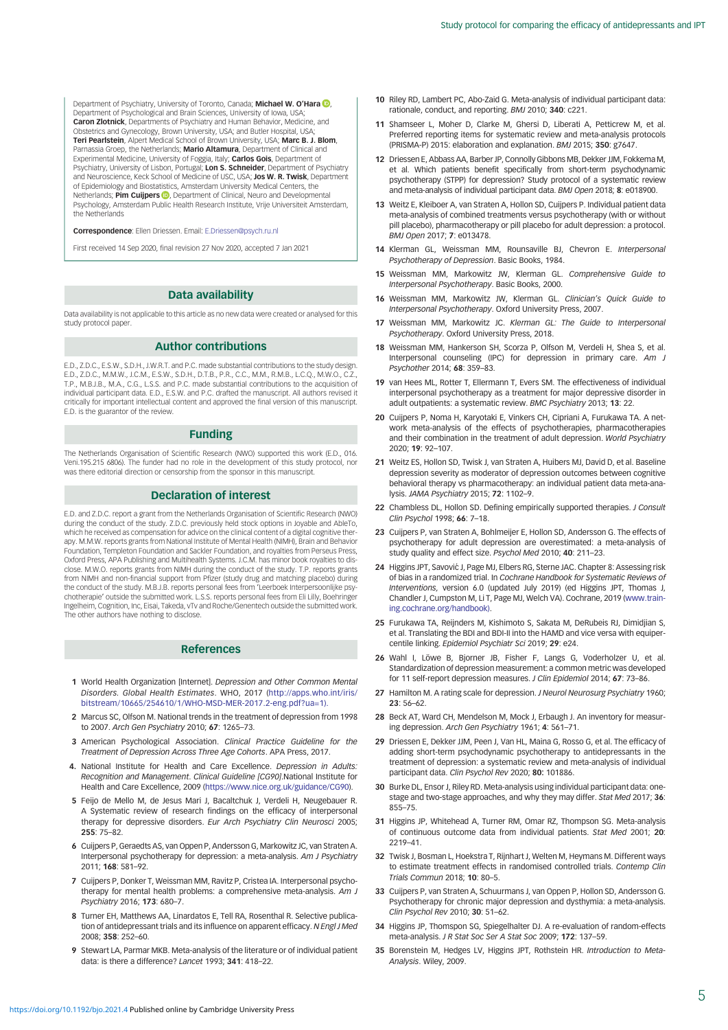Department of Psychiatry, University of Toronto, Canada; **Michael W. O'Hara**, Department of Psychological and Brain Sciences, University of Iowa, USA; **Caron Zlotnick**, Departments of Psychiatry and Human Behavior, Medicine, and Obstetrics and Gynecology, Brown University, USA; and Butler Hospital, USA; **Teri Pearlstein**, Alpert Medical School of Brown University, USA; **Marc B. J. Blom**, Parnassia Groep, the Netherlands; **Mario Altamura**, Department of Clinical and Experimental Medicine, University of Foggia, Italy; **Carlos Gois**, Department of Psychiatry, University of Lisbon, Portugal; **Lon S. Schneider**, Department of Psychiatry and Neuroscience, Keck School of Medicine of USC, USA; **Jos W. R. Twisk**, Department of Epidemiology and Biostatistics, Amsterdam University Medical Centers, the Netherlands; **Pim Cuijpers**, Department of Clinical, Neuro and Developmental Psychology, Amsterdam Public Health Research Institute, Vrije Universiteit Amsterdam, the Netherlands

**Correspondence**: Ellen Driessen. Email: E.Driessen@psych.ru.nl

First received 14 Sep 2020, final revision 27 Nov 2020, accepted 7 Jan 2021

## Data availability

Data availability is not applicable to this article as no new data were created or analysed for this study protocol paper.

## Author contributions

E.D., Z.D.C., E.S.W., S.D.H., J.W.R.T. and P.C. made substantial contributions to the study design. E.D., Z.D.C., M.M.W., J.C.M., E.S.W., S.D.H., D.T.B., P.R., C.C., M.M., R.M.B., L.C.Q., M.W.O., C.Z., T.P., M.B.J.B., M.A., C.G., L.S.S. and P.C. made substantial contributions to the acquisition of individual participant data. E.D., E.S.W. and P.C. drafted the manuscript. All authors revised it critically for important intellectual content and approved the final version of this manuscript. E.D. is the guarantor of the review.

## Funding

The Netherlands Organisation of Scientific Research (NWO) supported this work (E.D., 016.Veni.195.215 6806). The funder had no role in the development of this study protocol, nor was there editorial direction or censorship from the sponsor in this manuscript.

## Declaration of interest

E.D. and Z.D.C. report a grant from the Netherlands Organisation of Scientific Research (NWO) during the conduct of the study. Z.D.C. previously held stock options in Joyable and AbleTo, which he received as compensation for advice on the clinical content of a digital cognitive therapy. M.M.W. reports grants from National Institute of Mental Health (NIMH), Brain and Behavior Foundation, Templeton Foundation and Sackler Foundation, and royalties from Perseus Press, Oxford Press, APA Publishing and Multihealth Systems. J.C.M. has minor book royalties to disclose. M.W.O. reports grants from NIMH during the conduct of the study. T.P. reports grants from NIMH and non-financial support from Pfizer (study drug and matching placebo) during the conduct of the study. M.B.J.B. reports personal fees from 'Leerboek Interpersoonlijke psychotherapie' outside the submitted work. L.S.S. reports personal fees from Eli Lilly, Boehringer Ingelheim, Cognition, Inc, Eisai, Takeda, vTv and Roche/Genentech outside the submitted work. The other authors have nothing to disclose.

## References

1. World Health Organization [Internet]. *Depression and Other Common Mental Disorders. Global Health Estimates*. WHO, 2017 (http://apps.who.int/iris/bitstream/10665/254610/1/WHO-MSD-MER-2017.2-eng.pdf?ua=1).
2. Marcus SC, Olfson M. National trends in the treatment of depression from 1998 to 2007. *Arch Gen Psychiatry* 2010; **67**: 1265–73.
3. American Psychological Association. *Clinical Practice Guideline for the Treatment of Depression Across Three Age Cohorts*. APA Press, 2017.
4. National Institute for Health and Care Excellence. *Depression in Adults: Recognition and Management. Clinical Guideline [CG90]*.National Institute for Health and Care Excellence, 2009 (https://www.nice.org.uk/guidance/CG90).
5. Feijo de Mello M, de Jesus Mari J, Bacaltchuk J, Verdeli H, Neugebauer R. A Systematic review of research findings on the efficacy of interpersonal therapy for depressive disorders. *Eur Arch Psychiatry Clin Neurosci* 2005; **255**: 75–82.
6. Cuijpers P, Geraedts AS, van Oppen P, Andersson G, Markowitz JC, van Straten A. Interpersonal psychotherapy for depression: a meta-analysis. *Am J Psychiatry* 2011; **168**: 581–92.
7. Cuijpers P, Donker T, Weissman MM, Ravitz P, Cristea IA. Interpersonal psychotherapy for mental health problems: a comprehensive meta-analysis. *Am J Psychiatry* 2016; **173**: 680–7.
8. Turner EH, Matthews AA, Linardatos E, Tell RA, Rosenthal R. Selective publication of antidepressant trials and its influence on apparent efficacy. *N Engl J Med* 2008; **358**: 252–60.
9. Stewart LA, Parmar MKB. Meta-analysis of the literature or of individual patient data: is there a difference? *Lancet* 1993; **341**: 418–22.
10. Riley RD, Lambert PC, Abo-Zaid G. Meta-analysis of individual participant data: rationale, conduct, and reporting. *BMJ* 2010; **340**: c221.
11. Shamseer L, Moher D, Clarke M, Ghersi D, Liberati A, Petticrew M, et al. Preferred reporting items for systematic review and meta-analysis protocols (PRISMA-P) 2015: elaboration and explanation. *BMJ* 2015; **350**: g7647.
12. Driessen E, Abbass AA, Barber JP, Connolly Gibbons MB, Dekker JJM, Fokkema M, et al. Which patients benefit specifically from short-term psychodynamic psychotherapy (STPP) for depression? Study protocol of a systematic review and meta-analysis of individual participant data. *BMJ Open* 2018; **8**: e018900.
13. Weitz E, Kleiboer A, van Straten A, Hollon SD, Cuijpers P. Individual patient data meta-analysis of combined treatments versus psychotherapy (with or without pill placebo), pharmacotherapy or pill placebo for adult depression: a protocol. *BMJ Open* 2017; **7**: e013478.
14. Klerman GL, Weissman MM, Rounsaville BJ, Chevron E. *Interpersonal Psychotherapy of Depression*. Basic Books, 1984.
15. Weissman MM, Markowitz JW, Klerman GL. *Comprehensive Guide to Interpersonal Psychotherapy*. Basic Books, 2000.
16. Weissman MM, Markowitz JW, Klerman GL. *Clinician's Quick Guide to Interpersonal Psychotherapy*. Oxford University Press, 2007.
17. Weissman MM, Markowitz JC. *Klerman GL: The Guide to Interpersonal Psychotherapy*. Oxford University Press, 2018.
18. Weissman MM, Hankerson SH, Scorza P, Olfson M, Verdeli H, Shea S, et al. Interpersonal counseling (IPC) for depression in primary care. *Am J Psychother* 2014; **68**: 359–83.
19. van Hees ML, Rotter T, Ellermann T, Evers SM. The effectiveness of individual interpersonal psychotherapy as a treatment for major depressive disorder in adult outpatients: a systematic review. *BMC Psychiatry* 2013; **13**: 22.
20. Cuijpers P, Noma H, Karyotaki E, Vinkers CH, Cipriani A, Furukawa TA. A network meta-analysis of the effects of psychotherapies, pharmacotherapies and their combination in the treatment of adult depression. *World Psychiatry* 2020; **19**: 92–107.
21. Weitz ES, Hollon SD, Twisk J, van Straten A, Huibers MJ, David D, et al. Baseline depression severity as moderator of depression outcomes between cognitive behavioral therapy vs pharmacotherapy: an individual patient data meta-analysis. *JAMA Psychiatry* 2015; **72**: 1102–9.
22. Chambless DL, Hollon SD. Defining empirically supported therapies. *J Consult Clin Psychol* 1998; **66**: 7–18.
23. Cuijpers P, van Straten A, Bohlmeijer E, Hollon SD, Andersson G. The effects of psychotherapy for adult depression are overestimated: a meta-analysis of study quality and effect size. *Psychol Med* 2010; **40**: 211–23.
24. Higgins JPT, Savović J, Page MJ, Elbers RG, Sterne JAC. Chapter 8: Assessing risk of bias in a randomized trial. In *Cochrane Handbook for Systematic Reviews of Interventions*, version 6.0 (updated July 2019) (ed Higgins JPT, Thomas J, Chandler J, Cumpston M, Li T, Page MJ, Welch VA). Cochrane, 2019 (www.training.cochrane.org/handbook).
25. Furukawa TA, Reijnders M, Kishimoto S, Sakata M, DeRubeis RJ, Dimidjian S, et al. Translating the BDI and BDI-II into the HAMD and vice versa with equipercentile linking. *Epidemiol Psychiatr Sci* 2019; **29**: e24.
26. Wahl I, Löwe B, Bjorner JB, Fischer F, Langs G, Voderholzer U, et al. Standardization of depression measurement: a common metric was developed for 11 self-report depression measures. *J Clin Epidemiol* 2014; **67**: 73–86.
27. Hamilton M. A rating scale for depression. *J Neurol Neurosurg Psychiatry* 1960; **23**: 56–62.
28. Beck AT, Ward CH, Mendelson M, Mock J, Erbaugh J. An inventory for measuring depression. *Arch Gen Psychiatry* 1961; **4**: 561–71.
29. Driessen E, Dekker JJM, Peen J, Van HL, Maina G, Rosso G, et al. The efficacy of adding short-term psychodynamic psychotherapy to antidepressants in the treatment of depression: a systematic review and meta-analysis of individual participant data. *Clin Psychol Rev* 2020; **80**: 101886.
30. Burke DL, Ensor J, Riley RD. Meta-analysis using individual participant data: one-stage and two-stage approaches, and why they may differ. *Stat Med* 2017; **36**: 855–75.
31. Higgins JP, Whitehead A, Turner RM, Omar RZ, Thompson SG. Meta-analysis of continuous outcome data from individual patients. *Stat Med* 2001; **20**: 2219–41.
32. Twisk J, Bosman L, Hoekstra T, Rijnhart J, Welten M, Heymans M. Different ways to estimate treatment effects in randomised controlled trials. *Contemp Clin Trials Commun* 2018; **10**: 80–5.
33. Cuijpers P, van Straten A, Schuurmans J, van Oppen P, Hollon SD, Andersson G. Psychotherapy for chronic major depression and dysthymia: a meta-analysis. *Clin Psychol Rev* 2010; **30**: 51–62.
34. Higgins JP, Thompson SG, Spiegelhalter DJ. A re-evaluation of random-effects meta-analysis. *J R Stat Soc Ser A Stat Soc* 2009; **172**: 137–59.
35. Borenstein M, Hedges LV, Higgins JPT, Rothstein HR. *Introduction to Meta-Analysis*. Wiley, 2009.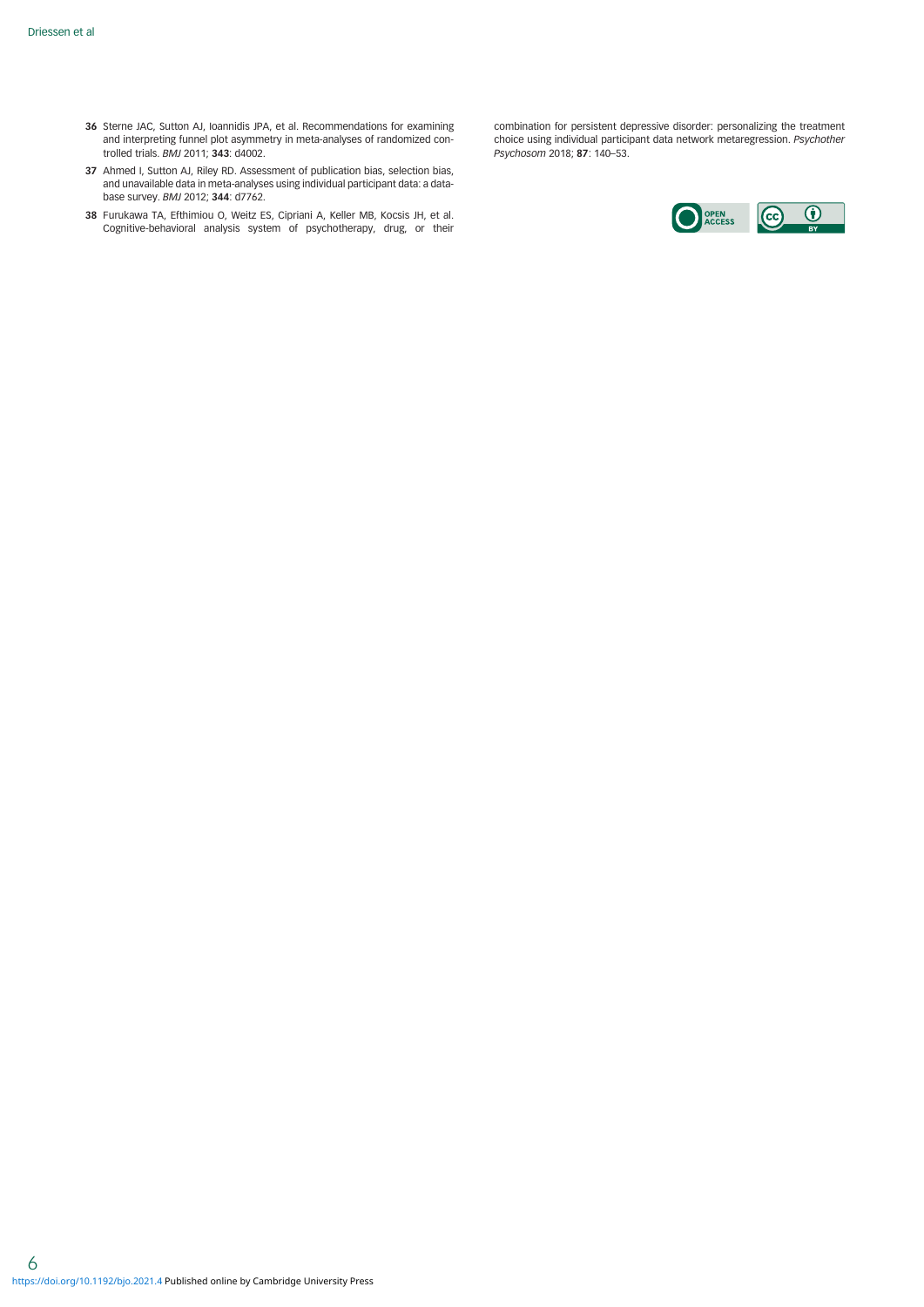**36** Sterne JAC, Sutton AJ, Ioannidis JPA, et al. Recommendations for examining and interpreting funnel plot asymmetry in meta-analyses of randomized controlled trials. *BMJ* 2011; **343**: d4002.

**37** Ahmed I, Sutton AJ, Riley RD. Assessment of publication bias, selection bias, and unavailable data in meta-analyses using individual participant data: a database survey. *BMJ* 2012; **344**: d7762.

**38** Furukawa TA, Efthimiou O, Weitz ES, Cipriani A, Keller MB, Kocsis JH, et al. Cognitive-behavioral analysis system of psychotherapy, drug, or their combination for persistent depressive disorder: personalizing the treatment choice using individual participant data network metaregression. *Psychother Psychosom* 2018; **87**: 140–53.